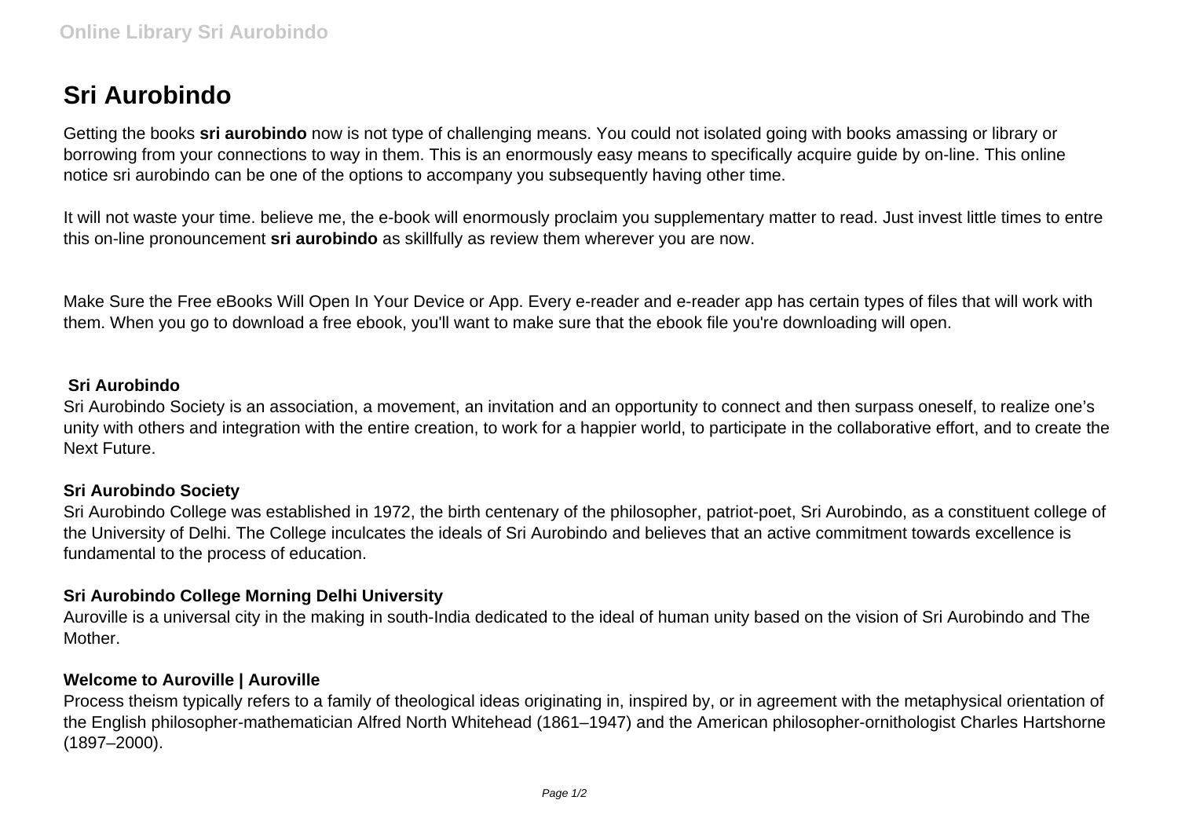# Sri Aurobindo

Getting the books **sri aurobindo** now is not type of challenging means. You could not isolated going with books amassing or library or borrowing from your connections to way in them. This is an enormously easy means to specifically acquire guide by on-line. This online notice sri aurobindo can be one of the options to accompany you subsequently having other time.

It will not waste your time. believe me, the e-book will enormously proclaim you supplementary matter to read. Just invest little times to entre this on-line pronouncement **sri aurobindo** as skillfully as review them wherever you are now.

Make Sure the Free eBooks Will Open In Your Device or App. Every e-reader and e-reader app has certain types of files that will work with them. When you go to download a free ebook, you'll want to make sure that the ebook file you're downloading will open.

**Sri Aurobindo**

Sri Aurobindo Society is an association, a movement, an invitation and an opportunity to connect and then surpass oneself, to realize one's unity with others and integration with the entire creation, to work for a happier world, to participate in the collaborative effort, and to create the Next Future.

**Sri Aurobindo Society**

Sri Aurobindo College was established in 1972, the birth centenary of the philosopher, patriot-poet, Sri Aurobindo, as a constituent college of the University of Delhi. The College inculcates the ideals of Sri Aurobindo and believes that an active commitment towards excellence is fundamental to the process of education.

**Sri Aurobindo College Morning Delhi University**

Auroville is a universal city in the making in south-India dedicated to the ideal of human unity based on the vision of Sri Aurobindo and The Mother.

**Welcome to Auroville | Auroville**

Process theism typically refers to a family of theological ideas originating in, inspired by, or in agreement with the metaphysical orientation of the English philosopher-mathematician Alfred North Whitehead (1861–1947) and the American philosopher-ornithologist Charles Hartshorne (1897–2000).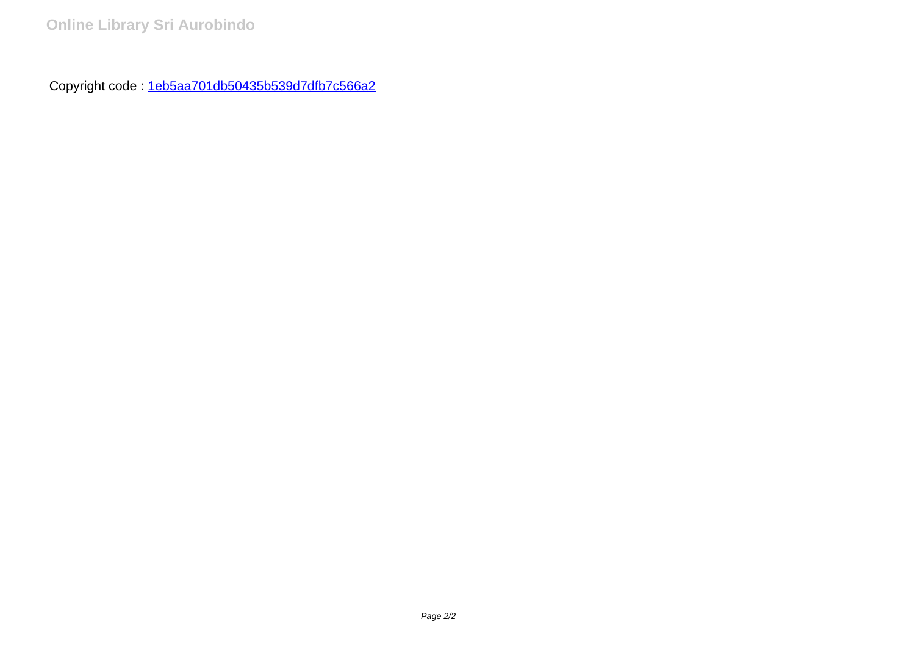Copyright code : 1eb5aa701db50435b539d7dfb7c566a2